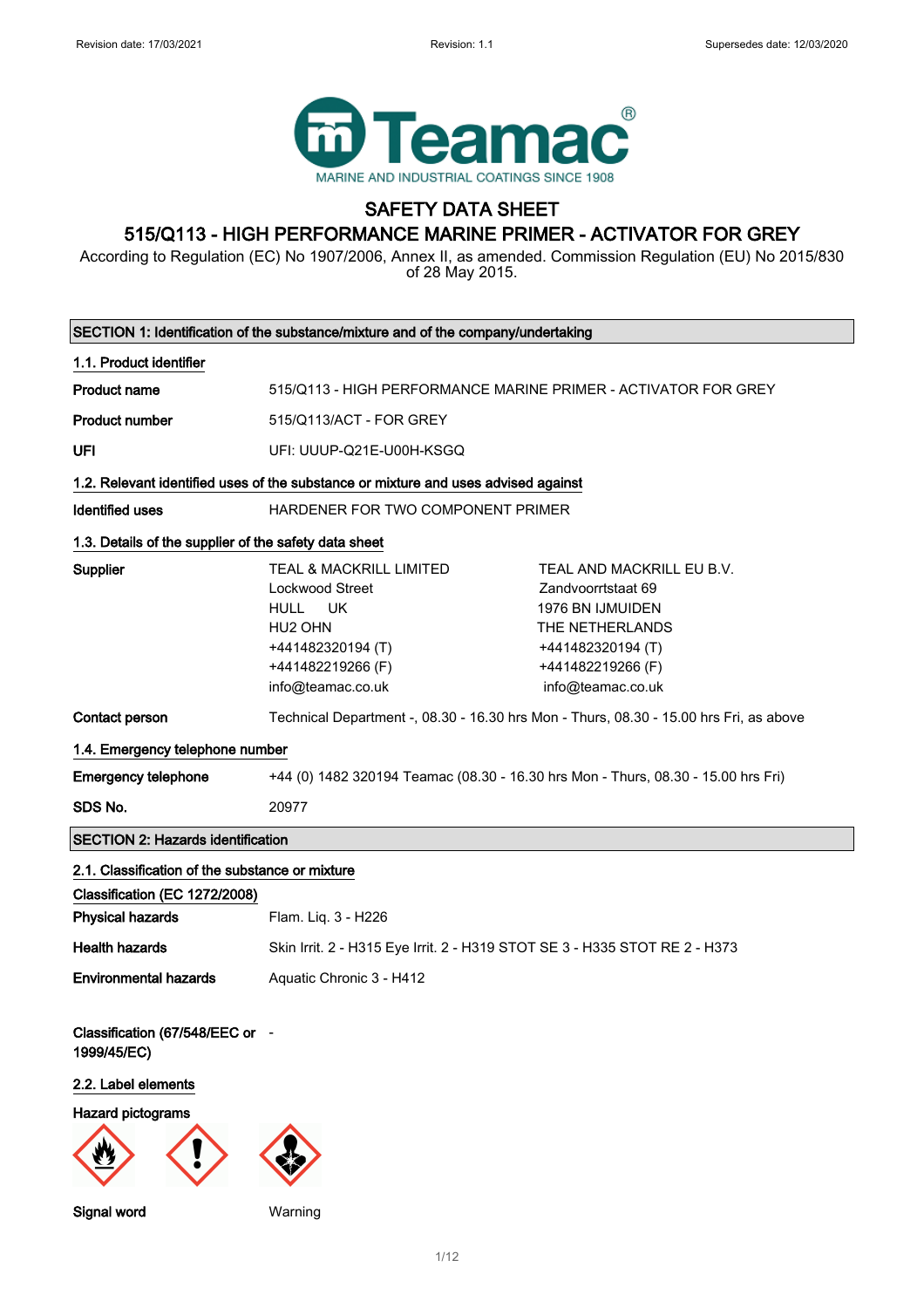Revision date: 17/03/2021 Revision: 1.1 Supersedes date: 12/03/2020

Teamac®
MARINE AND INDUSTRIAL COATINGS SINCE 1908

# SAFETY DATA SHEET

## 515/Q113 - HIGH PERFORMANCE MARINE PRIMER - ACTIVATOR FOR GREY

According to Regulation (EC) No 1907/2006, Annex II, as amended. Commission Regulation (EU) No 2015/830 of 28 May 2015.

### SECTION 1: Identification of the substance/mixture and of the company/undertaking

**1.1. Product identifier**

| | |
|---|---|
| **Product name** | 515/Q113 - HIGH PERFORMANCE MARINE PRIMER - ACTIVATOR FOR GREY |
| **Product number** | 515/Q113/ACT - FOR GREY |
| **UFI** | UFI: UUUP-Q21E-U00H-KSGQ |

**1.2. Relevant identified uses of the substance or mixture and uses advised against**

| | |
|---|---|
| **Identified uses** | HARDENER FOR TWO COMPONENT PRIMER |

**1.3. Details of the supplier of the safety data sheet**

| | | |
|---|---|---|
| **Supplier** | TEAL & MACKRILL LIMITED<br>Lockwood Street<br>HULL UK<br>HU2 OHN<br>+441482320194 (T)<br>+441482219266 (F)<br>info@teamac.co.uk | TEAL AND MACKRILL EU B.V.<br>Zandvoorrtstaat 69<br>1976 BN IJMUIDEN<br>THE NETHERLANDS<br>+441482320194 (T)<br>+441482219266 (F)<br>info@teamac.co.uk |
| **Contact person** | Technical Department -, 08.30 - 16.30 hrs Mon - Thurs, 08.30 - 15.00 hrs Fri, as above | |

**1.4. Emergency telephone number**

| | |
|---|---|
| **Emergency telephone** | +44 (0) 1482 320194 Teamac (08.30 - 16.30 hrs Mon - Thurs, 08.30 - 15.00 hrs Fri) |
| **SDS No.** | 20977 |

### SECTION 2: Hazards identification

**2.1. Classification of the substance or mixture**

**Classification (EC 1272/2008)**

| | |
|---|---|
| **Physical hazards** | Flam. Liq. 3 - H226 |
| **Health hazards** | Skin Irrit. 2 - H315 Eye Irrit. 2 - H319 STOT SE 3 - H335 STOT RE 2 - H373 |
| **Environmental hazards** | Aquatic Chronic 3 - H412 |
| **Classification (67/548/EEC or 1999/45/EC)** | - |

**2.2. Label elements**

**Hazard pictograms**

| | |
|---|---|
| **Signal word** | Warning |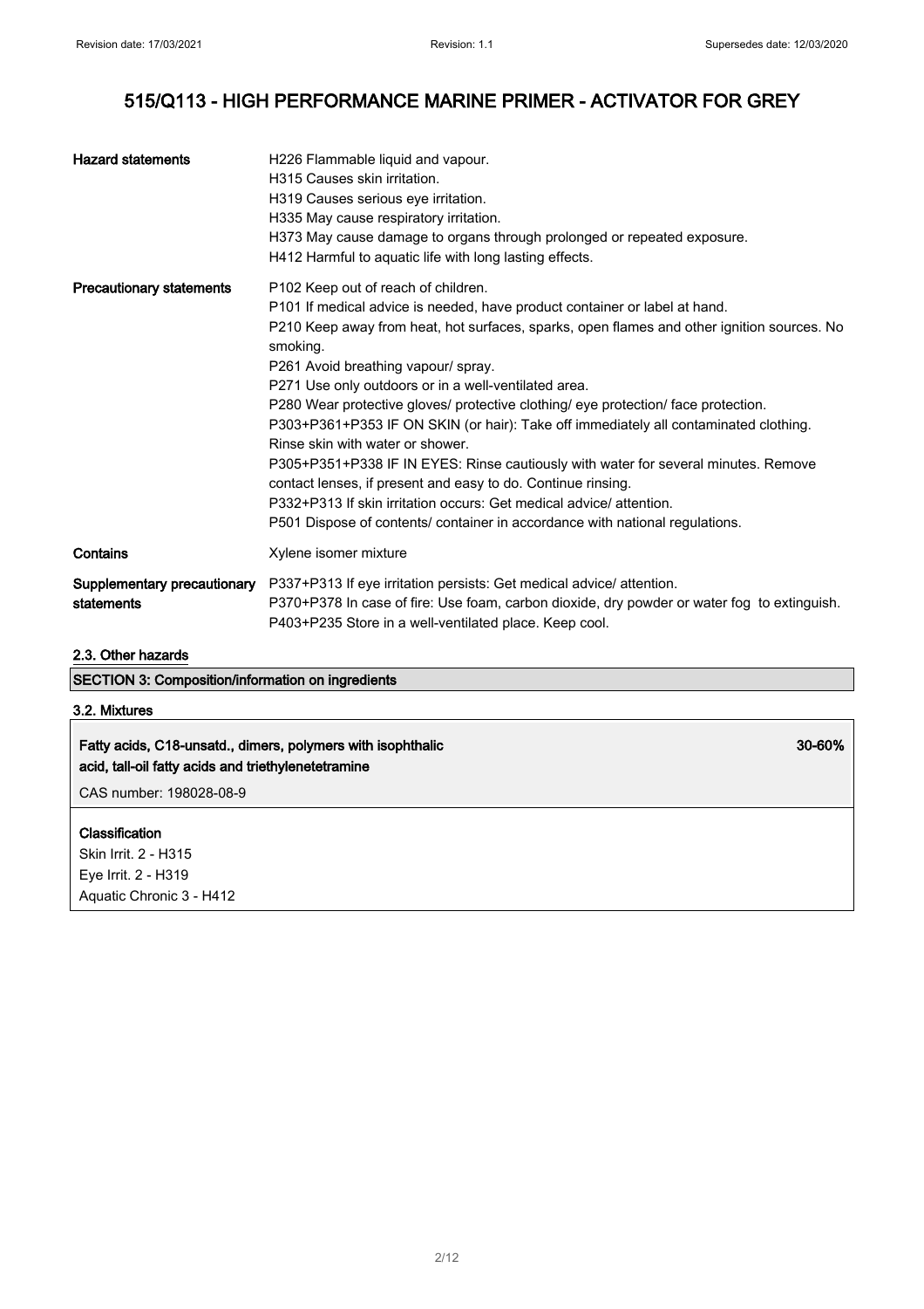# 515/Q113 - HIGH PERFORMANCE MARINE PRIMER - ACTIVATOR FOR GREY

| | |
|---|---|
| **Hazard statements** | H226 Flammable liquid and vapour.<br>H315 Causes skin irritation.<br>H319 Causes serious eye irritation.<br>H335 May cause respiratory irritation.<br>H373 May cause damage to organs through prolonged or repeated exposure.<br>H412 Harmful to aquatic life with long lasting effects. |
| **Precautionary statements** | P102 Keep out of reach of children.<br>P101 If medical advice is needed, have product container or label at hand.<br>P210 Keep away from heat, hot surfaces, sparks, open flames and other ignition sources. No smoking.<br>P261 Avoid breathing vapour/ spray.<br>P271 Use only outdoors or in a well-ventilated area.<br>P280 Wear protective gloves/ protective clothing/ eye protection/ face protection.<br>P303+P361+P353 IF ON SKIN (or hair): Take off immediately all contaminated clothing. Rinse skin with water or shower.<br>P305+P351+P338 IF IN EYES: Rinse cautiously with water for several minutes. Remove contact lenses, if present and easy to do. Continue rinsing.<br>P332+P313 If skin irritation occurs: Get medical advice/ attention.<br>P501 Dispose of contents/ container in accordance with national regulations. |
| **Contains** | Xylene isomer mixture |
| **Supplementary precautionary statements** | P337+P313 If eye irritation persists: Get medical advice/ attention.<br>P370+P378 In case of fire: Use foam, carbon dioxide, dry powder or water fog to extinguish.<br>P403+P235 Store in a well-ventilated place. Keep cool. |

### 2.3. Other hazards

## SECTION 3: Composition/information on ingredients

### 3.2. Mixtures

**Fatty acids, C18-unsatd., dimers, polymers with isophthalic acid, tall-oil fatty acids and triethylenetetramine** — 30-60%

CAS number: 198028-08-9

**Classification**

Skin Irrit. 2 - H315
Eye Irrit. 2 - H319
Aquatic Chronic 3 - H412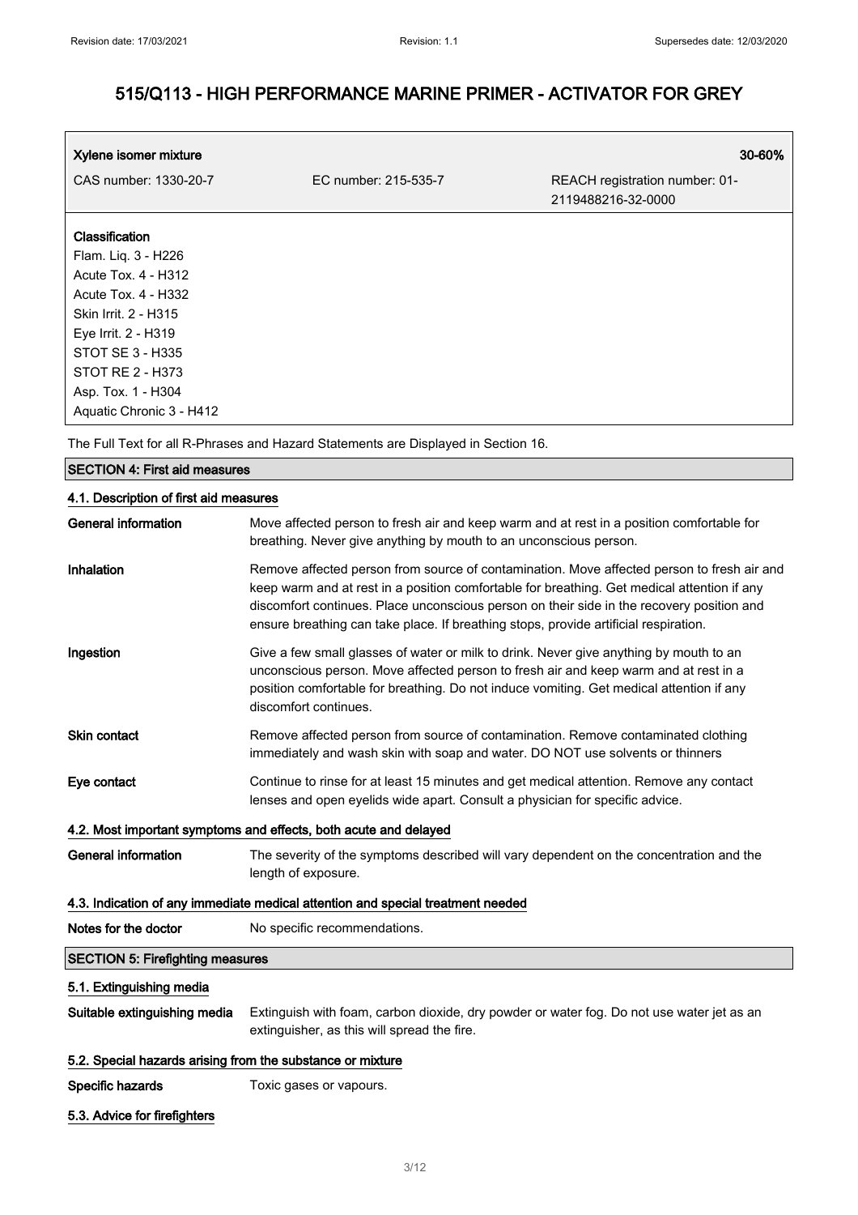| Xylene isomer mixture | | 30-60% |
|---|---|---|
| CAS number: 1330-20-7 | EC number: 215-535-7 | REACH registration number: 01-2119488216-32-0000 |

**Classification**
Flam. Liq. 3 - H226
Acute Tox. 4 - H312
Acute Tox. 4 - H332
Skin Irrit. 2 - H315
Eye Irrit. 2 - H319
STOT SE 3 - H335
STOT RE 2 - H373
Asp. Tox. 1 - H304
Aquatic Chronic 3 - H412

The Full Text for all R-Phrases and Hazard Statements are Displayed in Section 16.

## SECTION 4: First aid measures

### 4.1. Description of first aid measures

**General information** Move affected person to fresh air and keep warm and at rest in a position comfortable for breathing. Never give anything by mouth to an unconscious person.

**Inhalation** Remove affected person from source of contamination. Move affected person to fresh air and keep warm and at rest in a position comfortable for breathing. Get medical attention if any discomfort continues. Place unconscious person on their side in the recovery position and ensure breathing can take place. If breathing stops, provide artificial respiration.

**Ingestion** Give a few small glasses of water or milk to drink. Never give anything by mouth to an unconscious person. Move affected person to fresh air and keep warm and at rest in a position comfortable for breathing. Do not induce vomiting. Get medical attention if any discomfort continues.

**Skin contact** Remove affected person from source of contamination. Remove contaminated clothing immediately and wash skin with soap and water. DO NOT use solvents or thinners

**Eye contact** Continue to rinse for at least 15 minutes and get medical attention. Remove any contact lenses and open eyelids wide apart. Consult a physician for specific advice.

### 4.2. Most important symptoms and effects, both acute and delayed

**General information** The severity of the symptoms described will vary dependent on the concentration and the length of exposure.

### 4.3. Indication of any immediate medical attention and special treatment needed

**Notes for the doctor** No specific recommendations.

## SECTION 5: Firefighting measures

### 5.1. Extinguishing media

**Suitable extinguishing media** Extinguish with foam, carbon dioxide, dry powder or water fog. Do not use water jet as an extinguisher, as this will spread the fire.

### 5.2. Special hazards arising from the substance or mixture

**Specific hazards** Toxic gases or vapours.

### 5.3. Advice for firefighters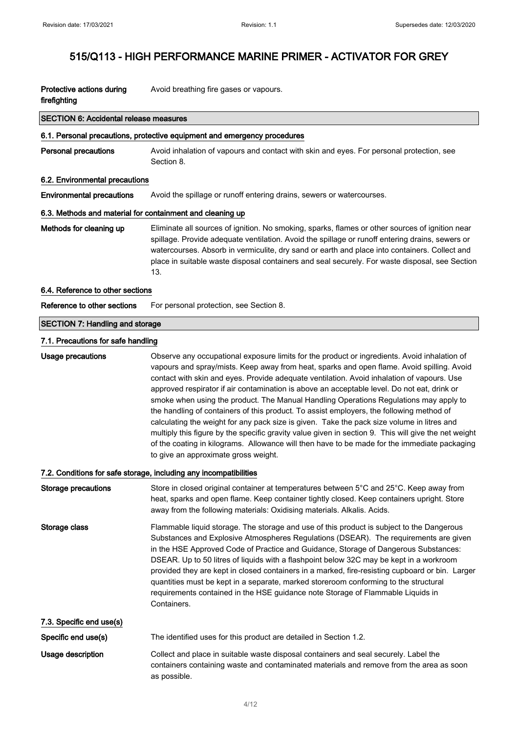# 515/Q113 - HIGH PERFORMANCE MARINE PRIMER - ACTIVATOR FOR GREY

**Protective actions during firefighting** Avoid breathing fire gases or vapours.

## SECTION 6: Accidental release measures

### 6.1. Personal precautions, protective equipment and emergency procedures

**Personal precautions** Avoid inhalation of vapours and contact with skin and eyes. For personal protection, see Section 8.

### 6.2. Environmental precautions

**Environmental precautions** Avoid the spillage or runoff entering drains, sewers or watercourses.

### 6.3. Methods and material for containment and cleaning up

**Methods for cleaning up** Eliminate all sources of ignition. No smoking, sparks, flames or other sources of ignition near spillage. Provide adequate ventilation. Avoid the spillage or runoff entering drains, sewers or watercourses. Absorb in vermiculite, dry sand or earth and place into containers. Collect and place in suitable waste disposal containers and seal securely. For waste disposal, see Section 13.

### 6.4. Reference to other sections

**Reference to other sections** For personal protection, see Section 8.

## SECTION 7: Handling and storage

### 7.1. Precautions for safe handling

**Usage precautions** Observe any occupational exposure limits for the product or ingredients. Avoid inhalation of vapours and spray/mists. Keep away from heat, sparks and open flame. Avoid spilling. Avoid contact with skin and eyes. Provide adequate ventilation. Avoid inhalation of vapours. Use approved respirator if air contamination is above an acceptable level. Do not eat, drink or smoke when using the product. The Manual Handling Operations Regulations may apply to the handling of containers of this product. To assist employers, the following method of calculating the weight for any pack size is given. Take the pack size volume in litres and multiply this figure by the specific gravity value given in section 9. This will give the net weight of the coating in kilograms. Allowance will then have to be made for the immediate packaging to give an approximate gross weight.

### 7.2. Conditions for safe storage, including any incompatibilities

**Storage precautions** Store in closed original container at temperatures between 5°C and 25°C. Keep away from heat, sparks and open flame. Keep container tightly closed. Keep containers upright. Store away from the following materials: Oxidising materials. Alkalis. Acids.

**Storage class** Flammable liquid storage. The storage and use of this product is subject to the Dangerous Substances and Explosive Atmospheres Regulations (DSEAR). The requirements are given in the HSE Approved Code of Practice and Guidance, Storage of Dangerous Substances: DSEAR. Up to 50 litres of liquids with a flashpoint below 32C may be kept in a workroom provided they are kept in closed containers in a marked, fire-resisting cupboard or bin. Larger quantities must be kept in a separate, marked storeroom conforming to the structural requirements contained in the HSE guidance note Storage of Flammable Liquids in Containers.

### 7.3. Specific end use(s)

**Specific end use(s)** The identified uses for this product are detailed in Section 1.2.

**Usage description** Collect and place in suitable waste disposal containers and seal securely. Label the containers containing waste and contaminated materials and remove from the area as soon as possible.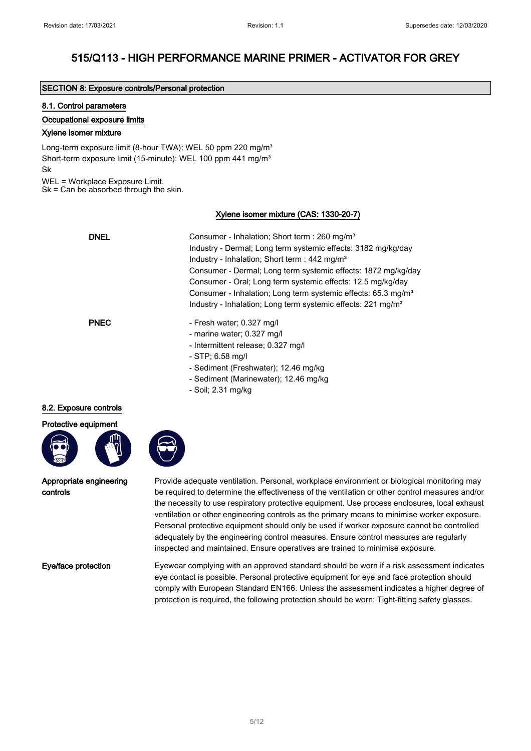# 515/Q113 - HIGH PERFORMANCE MARINE PRIMER - ACTIVATOR FOR GREY

## SECTION 8: Exposure controls/Personal protection

### 8.1. Control parameters

**Occupational exposure limits**

**Xylene isomer mixture**

Long-term exposure limit (8-hour TWA): WEL 50 ppm 220 mg/m³
Short-term exposure limit (15-minute): WEL 100 ppm 441 mg/m³
Sk

WEL = Workplace Exposure Limit.
Sk = Can be absorbed through the skin.

**Xylene isomer mixture (CAS: 1330-20-7)**

| | |
|---|---|
| **DNEL** | Consumer - Inhalation; Short term : 260 mg/m³<br>Industry - Dermal; Long term systemic effects: 3182 mg/kg/day<br>Industry - Inhalation; Short term : 442 mg/m³<br>Consumer - Dermal; Long term systemic effects: 1872 mg/kg/day<br>Consumer - Oral; Long term systemic effects: 12.5 mg/kg/day<br>Consumer - Inhalation; Long term systemic effects: 65.3 mg/m³<br>Industry - Inhalation; Long term systemic effects: 221 mg/m³ |
| **PNEC** | - Fresh water; 0.327 mg/l<br>- marine water; 0.327 mg/l<br>- Intermittent release; 0.327 mg/l<br>- STP; 6.58 mg/l<br>- Sediment (Freshwater); 12.46 mg/kg<br>- Sediment (Marinewater); 12.46 mg/kg<br>- Soil; 2.31 mg/kg |

### 8.2. Exposure controls

**Protective equipment**

**Appropriate engineering controls**

Provide adequate ventilation. Personal, workplace environment or biological monitoring may be required to determine the effectiveness of the ventilation or other control measures and/or the necessity to use respiratory protective equipment. Use process enclosures, local exhaust ventilation or other engineering controls as the primary means to minimise worker exposure. Personal protective equipment should only be used if worker exposure cannot be controlled adequately by the engineering control measures. Ensure control measures are regularly inspected and maintained. Ensure operatives are trained to minimise exposure.

**Eye/face protection**

Eyewear complying with an approved standard should be worn if a risk assessment indicates eye contact is possible. Personal protective equipment for eye and face protection should comply with European Standard EN166. Unless the assessment indicates a higher degree of protection is required, the following protection should be worn: Tight-fitting safety glasses.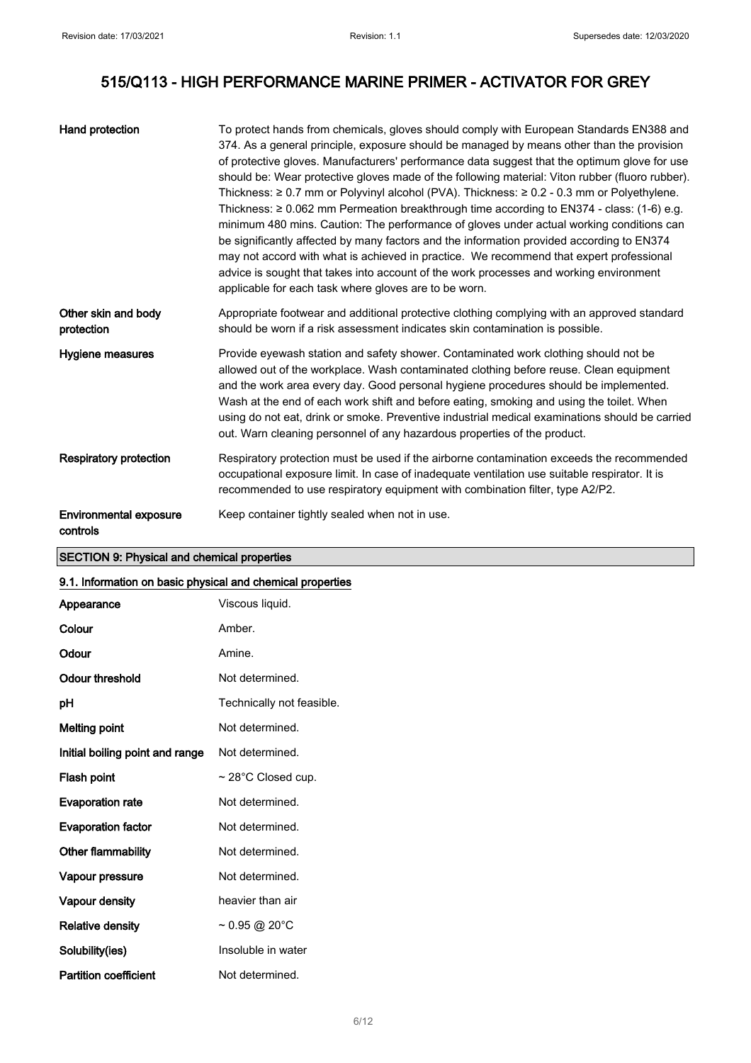# 515/Q113 - HIGH PERFORMANCE MARINE PRIMER - ACTIVATOR FOR GREY

| | |
|---|---|
| **Hand protection** | To protect hands from chemicals, gloves should comply with European Standards EN388 and 374. As a general principle, exposure should be managed by means other than the provision of protective gloves. Manufacturers' performance data suggest that the optimum glove for use should be: Wear protective gloves made of the following material: Viton rubber (fluoro rubber). Thickness: ≥ 0.7 mm or Polyvinyl alcohol (PVA). Thickness: ≥ 0.2 - 0.3 mm or Polyethylene. Thickness: ≥ 0.062 mm Permeation breakthrough time according to EN374 - class: (1-6) e.g. minimum 480 mins. Caution: The performance of gloves under actual working conditions can be significantly affected by many factors and the information provided according to EN374 may not accord with what is achieved in practice. We recommend that expert professional advice is sought that takes into account of the work processes and working environment applicable for each task where gloves are to be worn. |
| **Other skin and body protection** | Appropriate footwear and additional protective clothing complying with an approved standard should be worn if a risk assessment indicates skin contamination is possible. |
| **Hygiene measures** | Provide eyewash station and safety shower. Contaminated work clothing should not be allowed out of the workplace. Wash contaminated clothing before reuse. Clean equipment and the work area every day. Good personal hygiene procedures should be implemented. Wash at the end of each work shift and before eating, smoking and using the toilet. When using do not eat, drink or smoke. Preventive industrial medical examinations should be carried out. Warn cleaning personnel of any hazardous properties of the product. |
| **Respiratory protection** | Respiratory protection must be used if the airborne contamination exceeds the recommended occupational exposure limit. In case of inadequate ventilation use suitable respirator. It is recommended to use respiratory equipment with combination filter, type A2/P2. |
| **Environmental exposure controls** | Keep container tightly sealed when not in use. |

## SECTION 9: Physical and chemical properties

### 9.1. Information on basic physical and chemical properties

| | |
|---|---|
| **Appearance** | Viscous liquid. |
| **Colour** | Amber. |
| **Odour** | Amine. |
| **Odour threshold** | Not determined. |
| **pH** | Technically not feasible. |
| **Melting point** | Not determined. |
| **Initial boiling point and range** | Not determined. |
| **Flash point** | ~ 28°C Closed cup. |
| **Evaporation rate** | Not determined. |
| **Evaporation factor** | Not determined. |
| **Other flammability** | Not determined. |
| **Vapour pressure** | Not determined. |
| **Vapour density** | heavier than air |
| **Relative density** | ~ 0.95 @ 20°C |
| **Solubility(ies)** | Insoluble in water |
| **Partition coefficient** | Not determined. |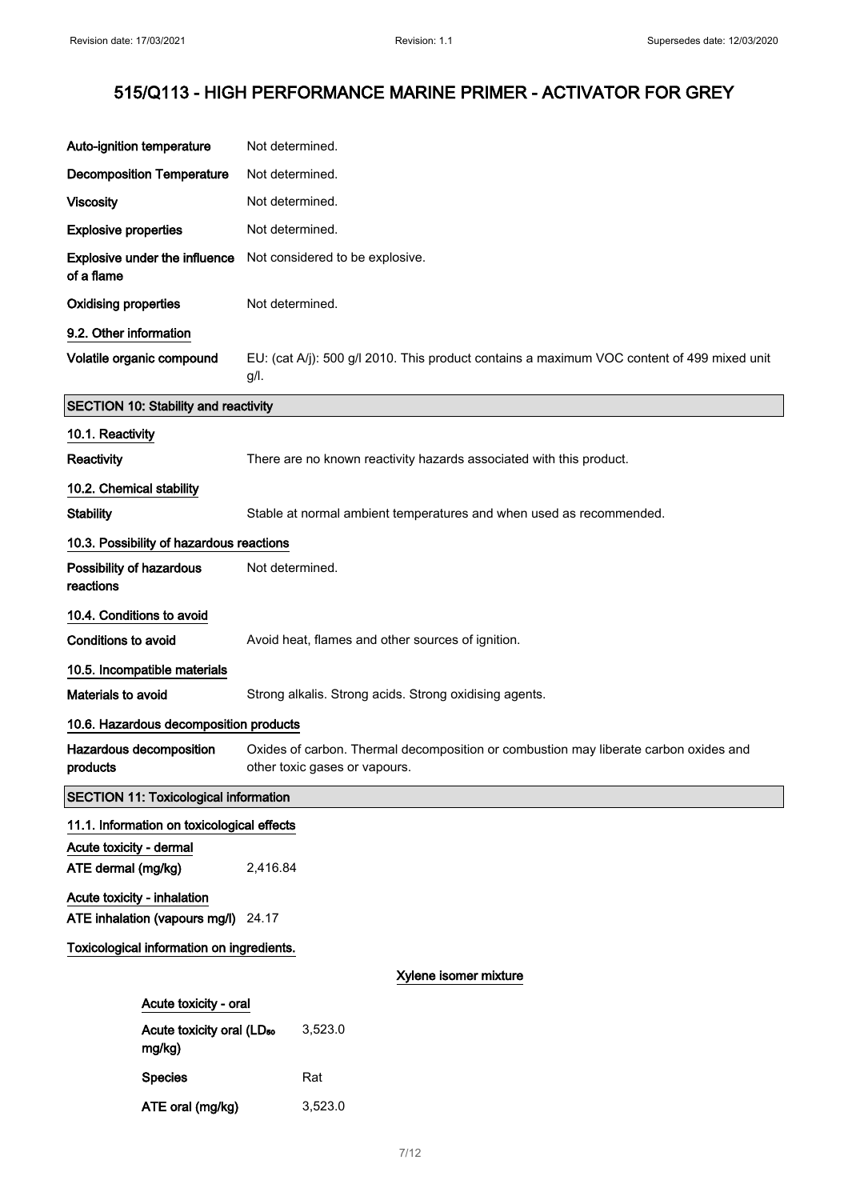| | |
|---|---|
| **Auto-ignition temperature** | Not determined. |
| **Decomposition Temperature** | Not determined. |
| **Viscosity** | Not determined. |
| **Explosive properties** | Not determined. |
| **Explosive under the influence of a flame** | Not considered to be explosive. |
| **Oxidising properties** | Not determined. |

### 9.2. Other information

| | |
|---|---|
| **Volatile organic compound** | EU: (cat A/j): 500 g/l 2010. This product contains a maximum VOC content of 499 mixed unit g/l. |

## SECTION 10: Stability and reactivity

### 10.1. Reactivity

| | |
|---|---|
| **Reactivity** | There are no known reactivity hazards associated with this product. |

### 10.2. Chemical stability

| | |
|---|---|
| **Stability** | Stable at normal ambient temperatures and when used as recommended. |

### 10.3. Possibility of hazardous reactions

| | |
|---|---|
| **Possibility of hazardous reactions** | Not determined. |

### 10.4. Conditions to avoid

| | |
|---|---|
| **Conditions to avoid** | Avoid heat, flames and other sources of ignition. |

### 10.5. Incompatible materials

| | |
|---|---|
| **Materials to avoid** | Strong alkalis. Strong acids. Strong oxidising agents. |

### 10.6. Hazardous decomposition products

| | |
|---|---|
| **Hazardous decomposition products** | Oxides of carbon. Thermal decomposition or combustion may liberate carbon oxides and other toxic gases or vapours. |

## SECTION 11: Toxicological information

### 11.1. Information on toxicological effects

**Acute toxicity - dermal**

| | |
|---|---|
| **ATE dermal (mg/kg)** | 2,416.84 |

**Acute toxicity - inhalation**

| | |
|---|---|
| **ATE inhalation (vapours mg/l)** | 24.17 |

**Toxicological information on ingredients.**

**Xylene isomer mixture**

**Acute toxicity - oral**

| | |
|---|---|
| **Acute toxicity oral ($LD_{50}$ mg/kg)** | 3,523.0 |
| **Species** | Rat |
| **ATE oral (mg/kg)** | 3,523.0 |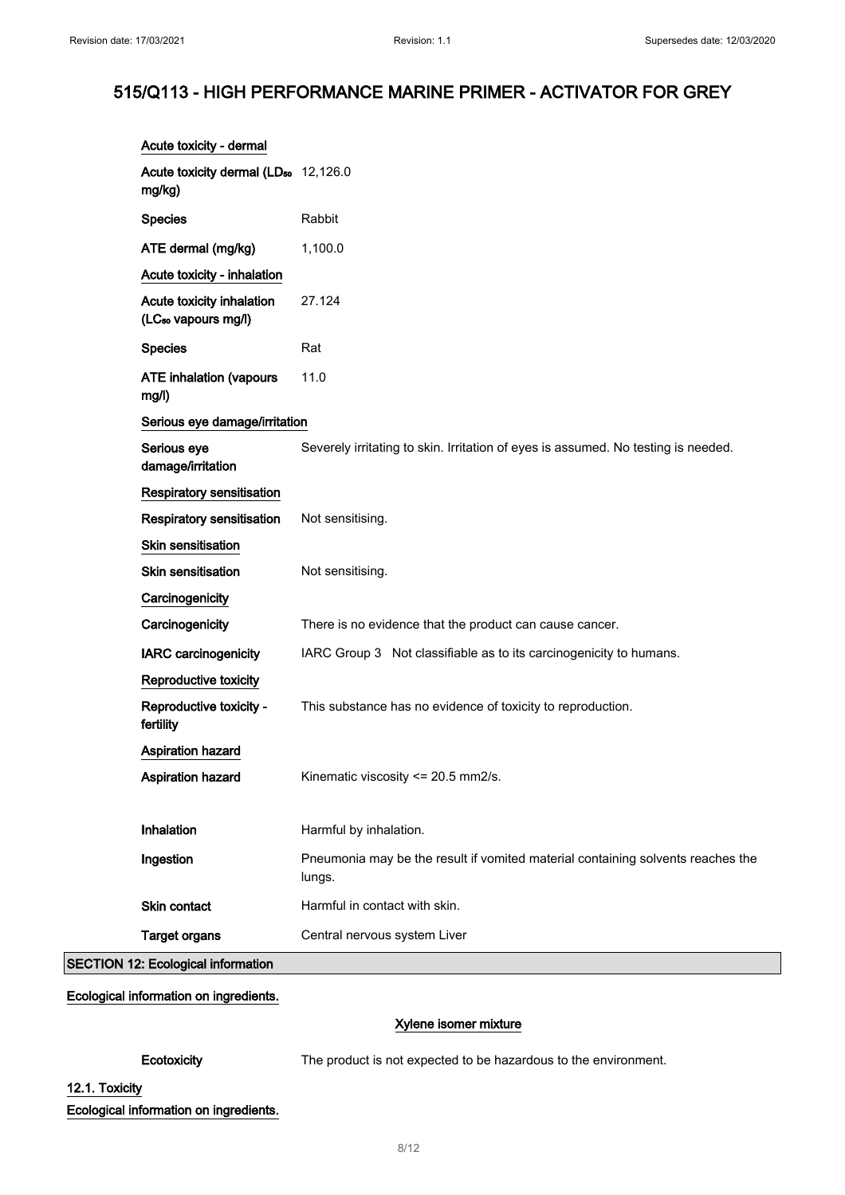**Acute toxicity - dermal**

| | |
|---|---|
| Acute toxicity dermal ($LD_{50}$ mg/kg) | 12,126.0 |
| Species | Rabbit |
| ATE dermal (mg/kg) | 1,100.0 |

**Acute toxicity - inhalation**

| | |
|---|---|
| Acute toxicity inhalation ($LC_{50}$ vapours mg/l) | 27.124 |
| Species | Rat |
| ATE inhalation (vapours mg/l) | 11.0 |

**Serious eye damage/irritation**

| | |
|---|---|
| Serious eye damage/irritation | Severely irritating to skin. Irritation of eyes is assumed. No testing is needed. |

**Respiratory sensitisation**

| | |
|---|---|
| Respiratory sensitisation | Not sensitising. |

**Skin sensitisation**

| | |
|---|---|
| Skin sensitisation | Not sensitising. |

**Carcinogenicity**

| | |
|---|---|
| Carcinogenicity | There is no evidence that the product can cause cancer. |
| IARC carcinogenicity | IARC Group 3 Not classifiable as to its carcinogenicity to humans. |

**Reproductive toxicity**

| | |
|---|---|
| Reproductive toxicity - fertility | This substance has no evidence of toxicity to reproduction. |

**Aspiration hazard**

| | |
|---|---|
| Aspiration hazard | Kinematic viscosity <= 20.5 mm2/s. |
| Inhalation | Harmful by inhalation. |
| Ingestion | Pneumonia may be the result if vomited material containing solvents reaches the lungs. |
| Skin contact | Harmful in contact with skin. |
| Target organs | Central nervous system Liver |

## SECTION 12: Ecological information

**Ecological information on ingredients.**

**Xylene isomer mixture**

| | |
|---|---|
| Ecotoxicity | The product is not expected to be hazardous to the environment. |

**12.1. Toxicity**

**Ecological information on ingredients.**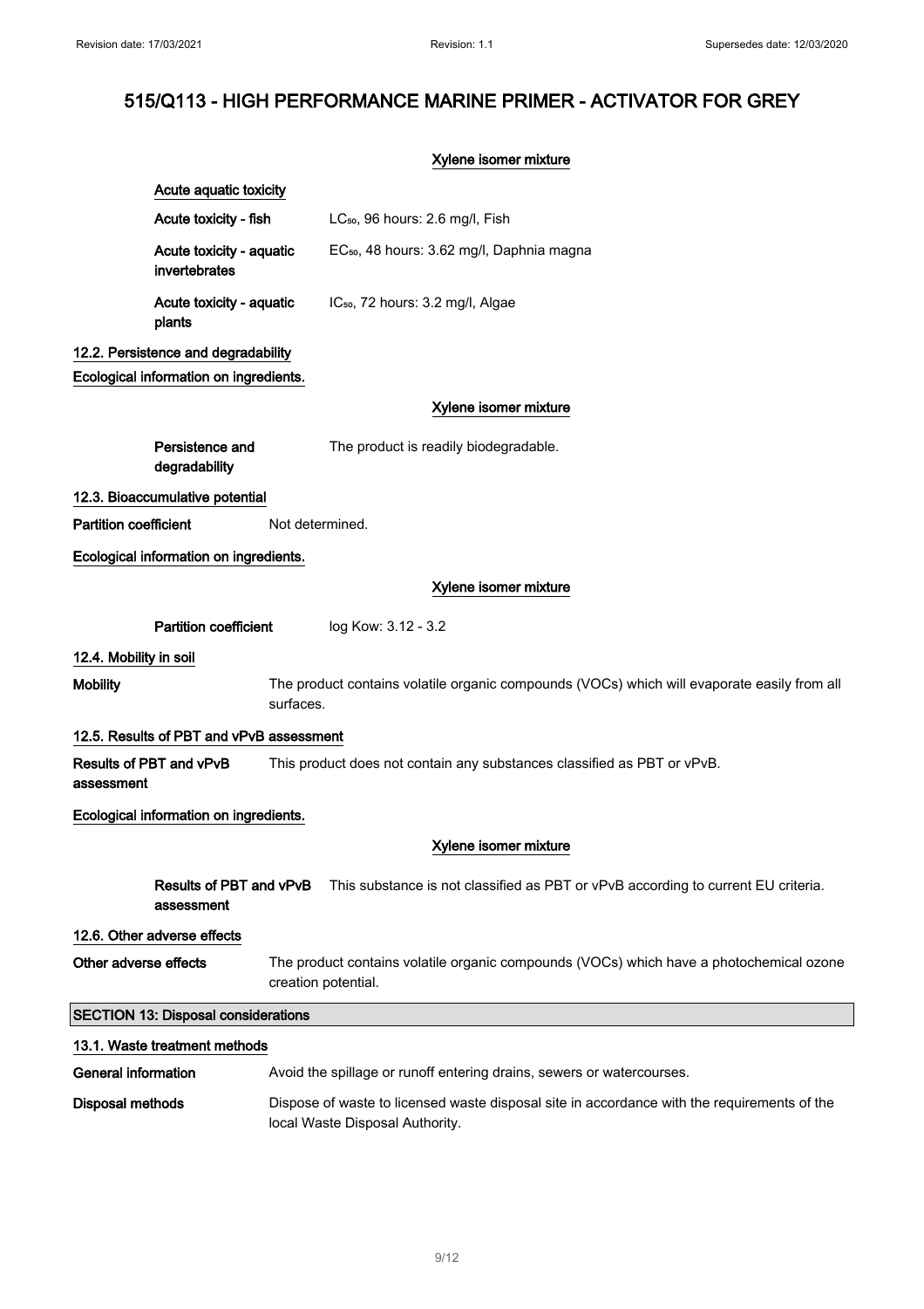# 515/Q113 - HIGH PERFORMANCE MARINE PRIMER - ACTIVATOR FOR GREY

**Xylene isomer mixture**

**Acute aquatic toxicity**

| | |
|---|---|
| Acute toxicity - fish | $LC_{50}$, 96 hours: 2.6 mg/l, Fish |
| Acute toxicity - aquatic invertebrates | $EC_{50}$, 48 hours: 3.62 mg/l, Daphnia magna |
| Acute toxicity - aquatic plants | $IC_{50}$, 72 hours: 3.2 mg/l, Algae |

**12.2. Persistence and degradability**

**Ecological information on ingredients.**

**Xylene isomer mixture**

| | |
|---|---|
| Persistence and degradability | The product is readily biodegradable. |

**12.3. Bioaccumulative potential**

| | |
|---|---|
| Partition coefficient | Not determined. |

**Ecological information on ingredients.**

**Xylene isomer mixture**

| | |
|---|---|
| Partition coefficient | log Kow: 3.12 - 3.2 |

**12.4. Mobility in soil**

| | |
|---|---|
| Mobility | The product contains volatile organic compounds (VOCs) which will evaporate easily from all surfaces. |

**12.5. Results of PBT and vPvB assessment**

| | |
|---|---|
| Results of PBT and vPvB assessment | This product does not contain any substances classified as PBT or vPvB. |

**Ecological information on ingredients.**

**Xylene isomer mixture**

| | |
|---|---|
| Results of PBT and vPvB assessment | This substance is not classified as PBT or vPvB according to current EU criteria. |

**12.6. Other adverse effects**

| | |
|---|---|
| Other adverse effects | The product contains volatile organic compounds (VOCs) which have a photochemical ozone creation potential. |

## SECTION 13: Disposal considerations

**13.1. Waste treatment methods**

| | |
|---|---|
| General information | Avoid the spillage or runoff entering drains, sewers or watercourses. |
| Disposal methods | Dispose of waste to licensed waste disposal site in accordance with the requirements of the local Waste Disposal Authority. |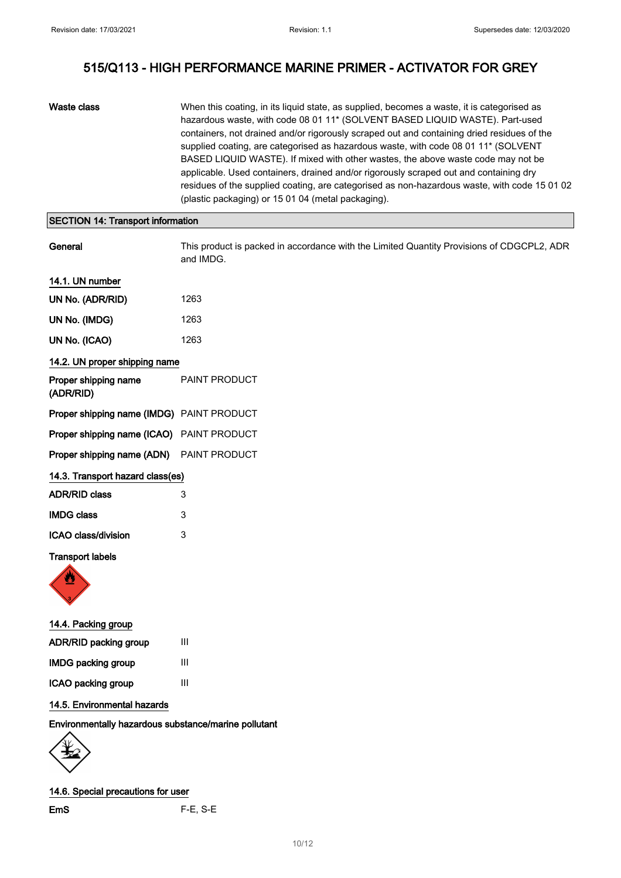# 515/Q113 - HIGH PERFORMANCE MARINE PRIMER - ACTIVATOR FOR GREY

**Waste class** When this coating, in its liquid state, as supplied, becomes a waste, it is categorised as hazardous waste, with code 08 01 11* (SOLVENT BASED LIQUID WASTE). Part-used containers, not drained and/or rigorously scraped out and containing dried residues of the supplied coating, are categorised as hazardous waste, with code 08 01 11* (SOLVENT BASED LIQUID WASTE). If mixed with other wastes, the above waste code may not be applicable. Used containers, drained and/or rigorously scraped out and containing dry residues of the supplied coating, are categorised as non-hazardous waste, with code 15 01 02 (plastic packaging) or 15 01 04 (metal packaging).

## SECTION 14: Transport information

**General** This product is packed in accordance with the Limited Quantity Provisions of CDGCPL2, ADR and IMDG.

### 14.1. UN number

**UN No. (ADR/RID)** 1263

**UN No. (IMDG)** 1263

**UN No. (ICAO)** 1263

### 14.2. UN proper shipping name

**Proper shipping name (ADR/RID)** PAINT PRODUCT

**Proper shipping name (IMDG)** PAINT PRODUCT

**Proper shipping name (ICAO)** PAINT PRODUCT

**Proper shipping name (ADN)** PAINT PRODUCT

### 14.3. Transport hazard class(es)

**ADR/RID class** 3

**IMDG class** 3

**ICAO class/division** 3

**Transport labels**

### 14.4. Packing group

**ADR/RID packing group** III

**IMDG packing group** III

**ICAO packing group** III

### 14.5. Environmental hazards

**Environmentally hazardous substance/marine pollutant**

### 14.6. Special precautions for user

**EmS** F-E, S-E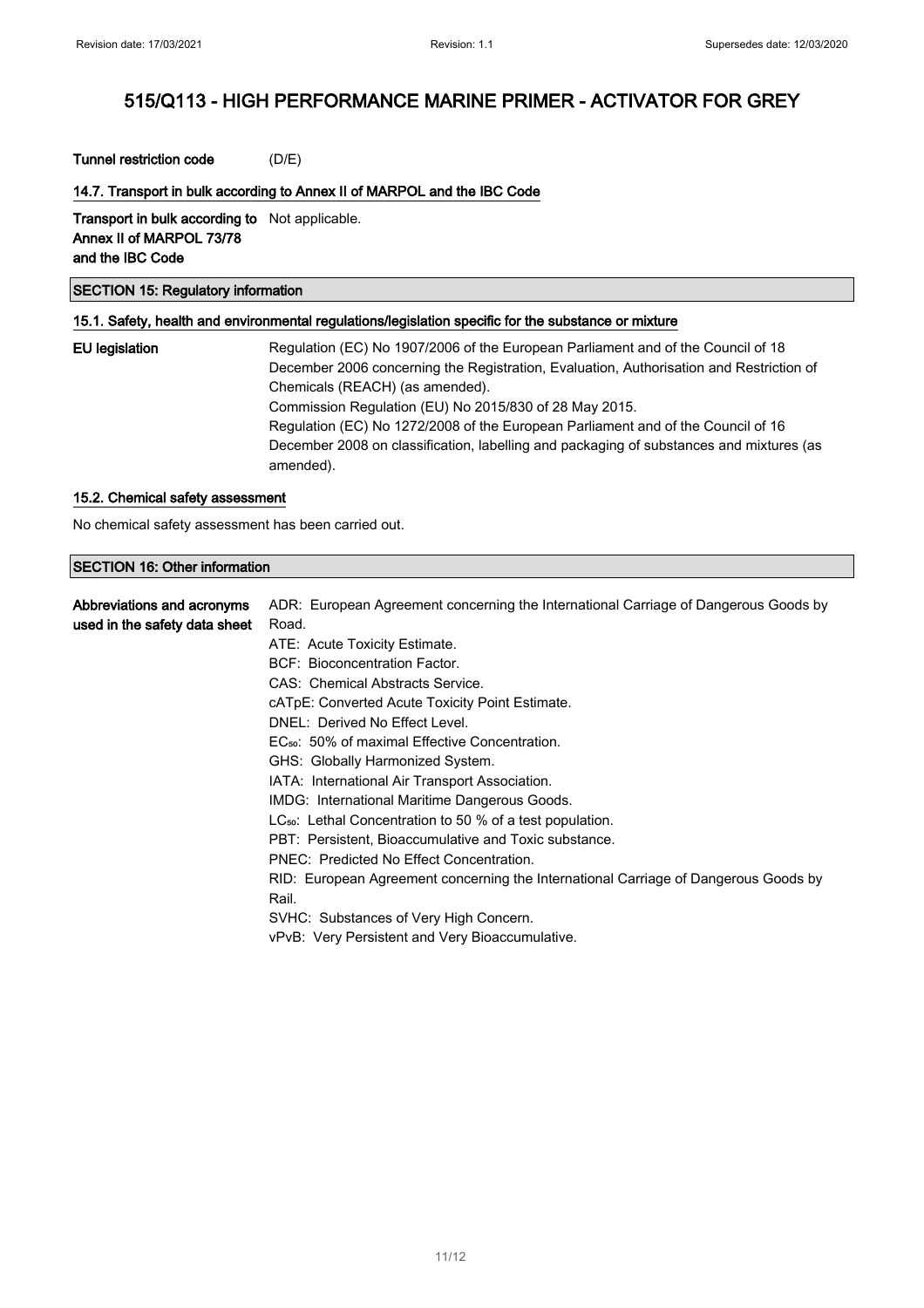# 515/Q113 - HIGH PERFORMANCE MARINE PRIMER - ACTIVATOR FOR GREY

**Tunnel restriction code** (D/E)

### 14.7. Transport in bulk according to Annex II of MARPOL and the IBC Code

**Transport in bulk according to Annex II of MARPOL 73/78 and the IBC Code** Not applicable.

## SECTION 15: Regulatory information

### 15.1. Safety, health and environmental regulations/legislation specific for the substance or mixture

**EU legislation**

Regulation (EC) No 1907/2006 of the European Parliament and of the Council of 18 December 2006 concerning the Registration, Evaluation, Authorisation and Restriction of Chemicals (REACH) (as amended).
Commission Regulation (EU) No 2015/830 of 28 May 2015.
Regulation (EC) No 1272/2008 of the European Parliament and of the Council of 16 December 2008 on classification, labelling and packaging of substances and mixtures (as amended).

### 15.2. Chemical safety assessment

No chemical safety assessment has been carried out.

## SECTION 16: Other information

**Abbreviations and acronyms used in the safety data sheet**

ADR: European Agreement concerning the International Carriage of Dangerous Goods by Road.
ATE: Acute Toxicity Estimate.
BCF: Bioconcentration Factor.
CAS: Chemical Abstracts Service.
cATpE: Converted Acute Toxicity Point Estimate.
DNEL: Derived No Effect Level.
$EC_{50}$: 50% of maximal Effective Concentration.
GHS: Globally Harmonized System.
IATA: International Air Transport Association.
IMDG: International Maritime Dangerous Goods.
$LC_{50}$: Lethal Concentration to 50 % of a test population.
PBT: Persistent, Bioaccumulative and Toxic substance.
PNEC: Predicted No Effect Concentration.
RID: European Agreement concerning the International Carriage of Dangerous Goods by Rail.
SVHC: Substances of Very High Concern.
vPvB: Very Persistent and Very Bioaccumulative.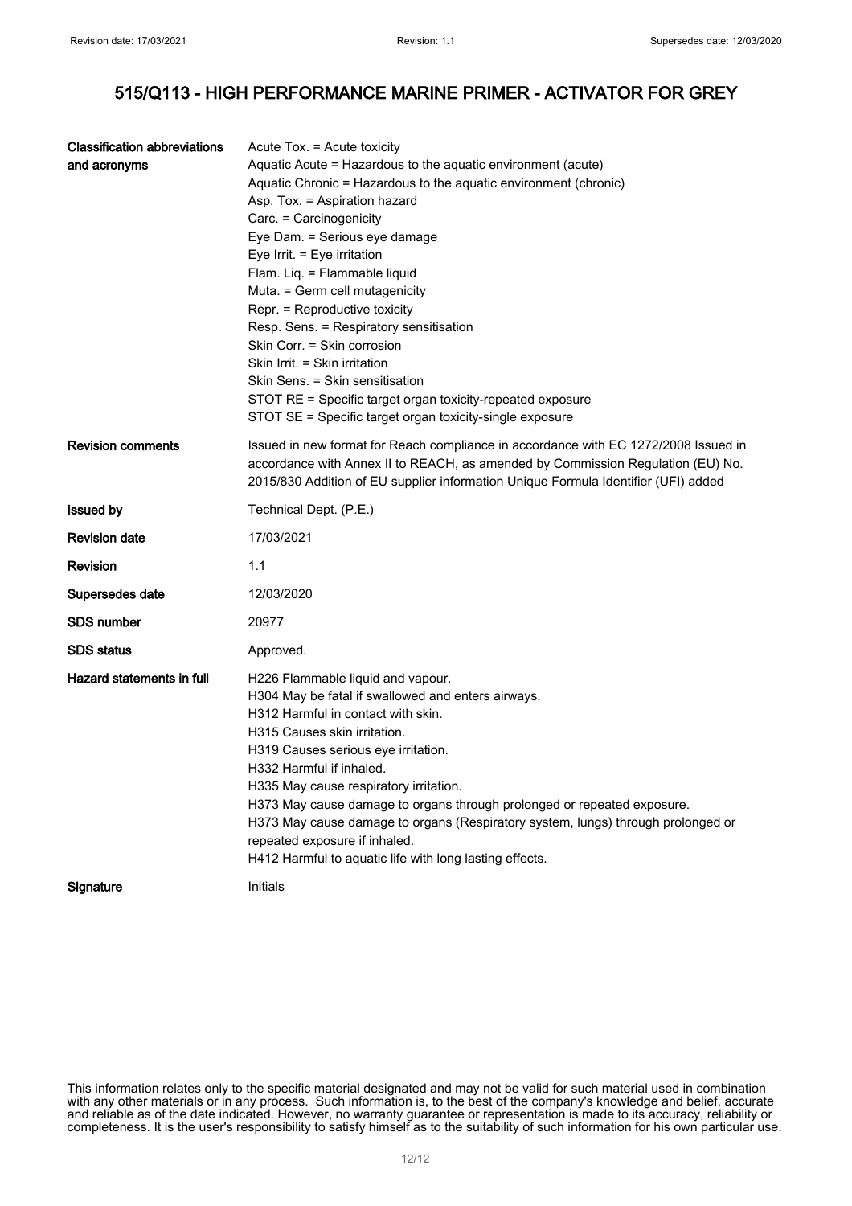# 515/Q113 - HIGH PERFORMANCE MARINE PRIMER - ACTIVATOR FOR GREY

| | |
|---|---|
| **Classification abbreviations and acronyms** | Acute Tox. = Acute toxicity<br>Aquatic Acute = Hazardous to the aquatic environment (acute)<br>Aquatic Chronic = Hazardous to the aquatic environment (chronic)<br>Asp. Tox. = Aspiration hazard<br>Carc. = Carcinogenicity<br>Eye Dam. = Serious eye damage<br>Eye Irrit. = Eye irritation<br>Flam. Liq. = Flammable liquid<br>Muta. = Germ cell mutagenicity<br>Repr. = Reproductive toxicity<br>Resp. Sens. = Respiratory sensitisation<br>Skin Corr. = Skin corrosion<br>Skin Irrit. = Skin irritation<br>Skin Sens. = Skin sensitisation<br>STOT RE = Specific target organ toxicity-repeated exposure<br>STOT SE = Specific target organ toxicity-single exposure |
| **Revision comments** | Issued in new format for Reach compliance in accordance with EC 1272/2008 Issued in accordance with Annex II to REACH, as amended by Commission Regulation (EU) No. 2015/830 Addition of EU supplier information Unique Formula Identifier (UFI) added |
| **Issued by** | Technical Dept. (P.E.) |
| **Revision date** | 17/03/2021 |
| **Revision** | 1.1 |
| **Supersedes date** | 12/03/2020 |
| **SDS number** | 20977 |
| **SDS status** | Approved. |
| **Hazard statements in full** | H226 Flammable liquid and vapour.<br>H304 May be fatal if swallowed and enters airways.<br>H312 Harmful in contact with skin.<br>H315 Causes skin irritation.<br>H319 Causes serious eye irritation.<br>H332 Harmful if inhaled.<br>H335 May cause respiratory irritation.<br>H373 May cause damage to organs through prolonged or repeated exposure.<br>H373 May cause damage to organs (Respiratory system, lungs) through prolonged or repeated exposure if inhaled.<br>H412 Harmful to aquatic life with long lasting effects. |
| **Signature** | Initials_________________ |

This information relates only to the specific material designated and may not be valid for such material used in combination with any other materials or in any process. Such information is, to the best of the company's knowledge and belief, accurate and reliable as of the date indicated. However, no warranty guarantee or representation is made to its accuracy, reliability or completeness. It is the user's responsibility to satisfy himself as to the suitability of such information for his own particular use.